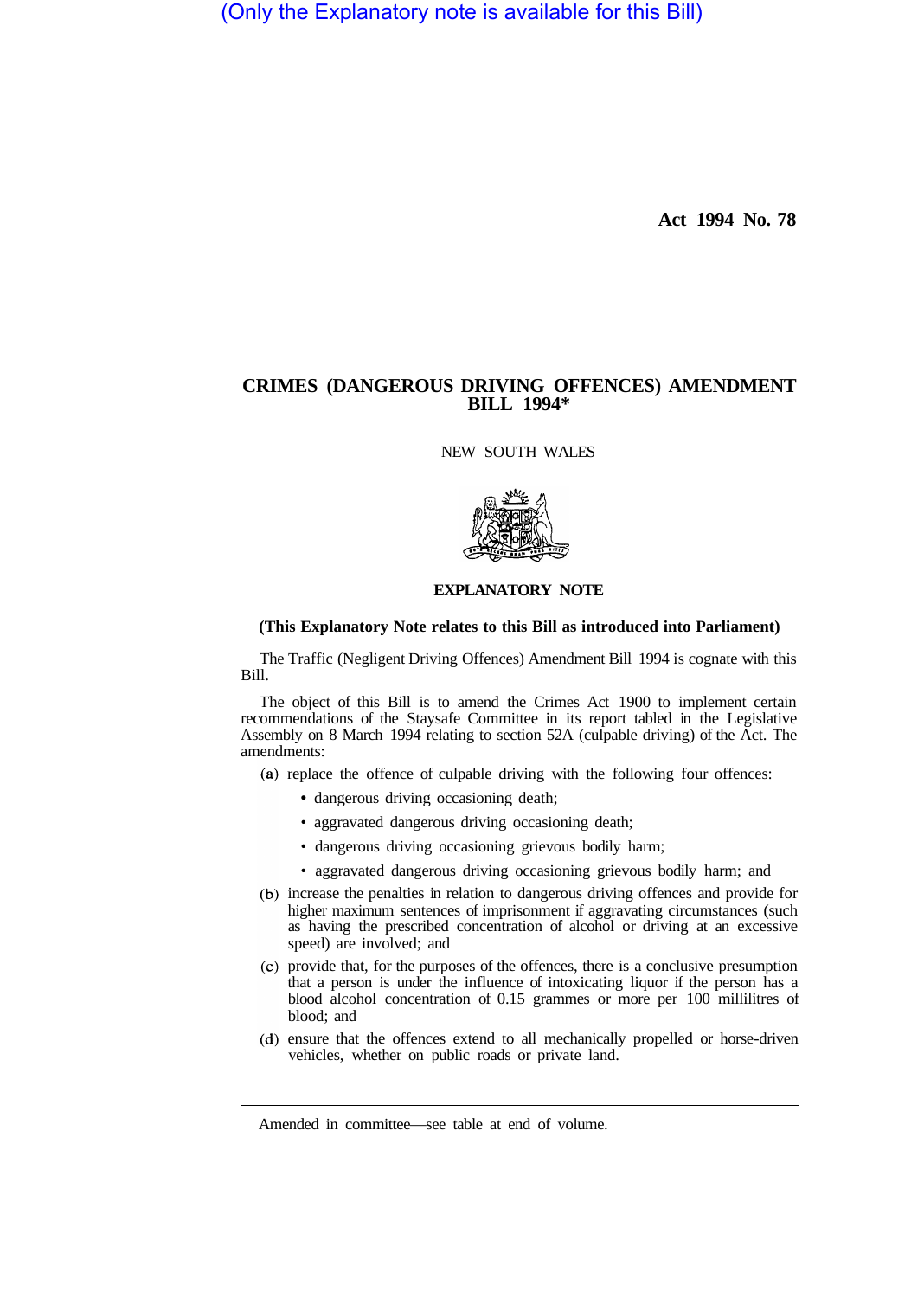(Only the Explanatory note is available for this Bill)

**Act 1994 No. 78**

# CRIMES (DANGEROUS DRIVING OFFENCES) AMENDMENT BILL 1994*

NEW SOUTH WALES

## EXPLANATORY NOTE

**(This Explanatory Note relates to this Bill as introduced into Parliament)**

The Traffic (Negligent Driving Offences) Amendment Bill 1994 is cognate with this Bill.

The object of this Bill is to amend the Crimes Act 1900 to implement certain recommendations of the Staysafe Committee in its report tabled in the Legislative Assembly on 8 March 1994 relating to section 52A (culpable driving) of the Act. The amendments:

(a) replace the offence of culpable driving with the following four offences:
- dangerous driving occasioning death;
- aggravated dangerous driving occasioning death;
- dangerous driving occasioning grievous bodily harm;
- aggravated dangerous driving occasioning grievous bodily harm; and

(b) increase the penalties in relation to dangerous driving offences and provide for higher maximum sentences of imprisonment if aggravating circumstances (such as having the prescribed concentration of alcohol or driving at an excessive speed) are involved; and

(c) provide that, for the purposes of the offences, there is a conclusive presumption that a person is under the influence of intoxicating liquor if the person has a blood alcohol concentration of 0.15 grammes or more per 100 millilitres of blood; and

(d) ensure that the offences extend to all mechanically propelled or horse-driven vehicles, whether on public roads or private land.

---

Amended in committee—see table at end of volume.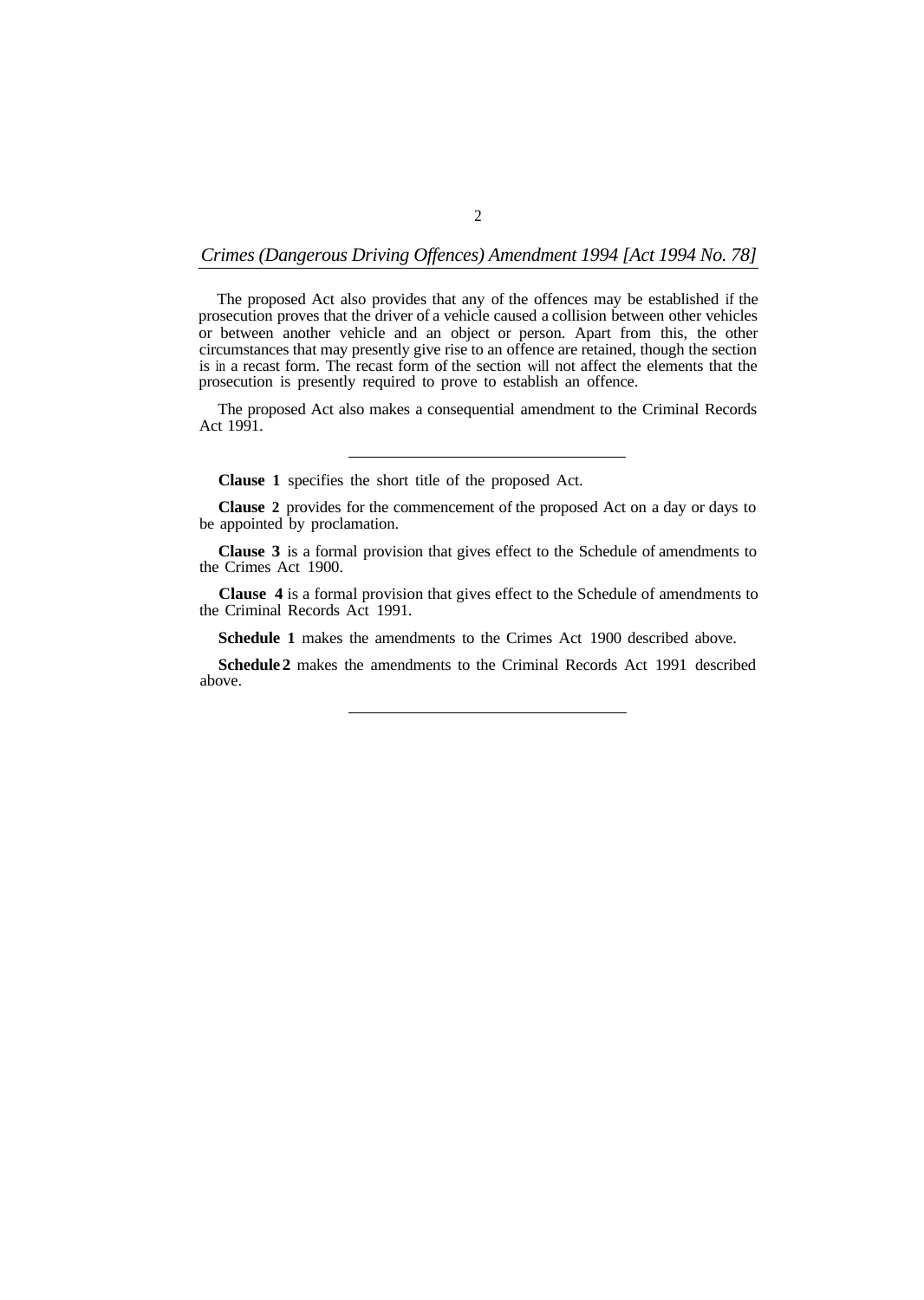The proposed Act also provides that any of the offences may be established if the prosecution proves that the driver of a vehicle caused a collision between other vehicles or between another vehicle and an object or person. Apart from this, the other circumstances that may presently give rise to an offence are retained, though the section is in a recast form. The recast form of the section will not affect the elements that the prosecution is presently required to prove to establish an offence.

The proposed Act also makes a consequential amendment to the Criminal Records Act 1991.

---

**Clause 1** specifies the short title of the proposed Act.

**Clause 2** provides for the commencement of the proposed Act on a day or days to be appointed by proclamation.

**Clause 3** is a formal provision that gives effect to the Schedule of amendments to the Crimes Act 1900.

**Clause 4** is a formal provision that gives effect to the Schedule of amendments to the Criminal Records Act 1991.

**Schedule 1** makes the amendments to the Crimes Act 1900 described above.

**Schedule 2** makes the amendments to the Criminal Records Act 1991 described above.

---